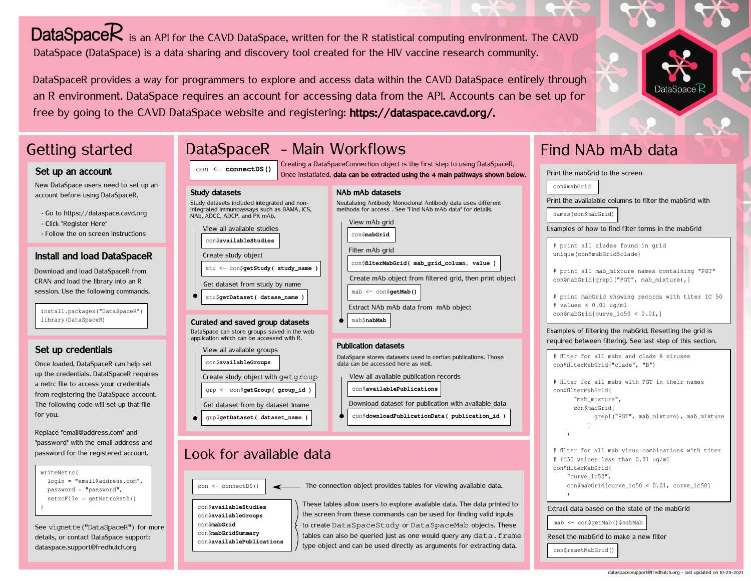**DataSpaceR** is an API for the CAVD DataSpace, written for the R statistical computing environment. The CAVD DataSpace (DataSpace) is a data sharing and discovery tool created for the HIV vaccine research community.

DataSpaceR provides a way for programmers to explore and access data within the CAVD DataSpace entirely through an R environment. DataSpace requires an account for accessing data from the API. Accounts can be set up for free by going to the CAVD DataSpace website and registering: **https://dataspace.cavd.org/.**

# Getting started

## Set up an account

New DataSpace users need to set up an account before using DataSpaceR.

- Go to https://dataspace.cavd.org
- Click "Register Here"
- Follow the on screen instructions

## Install and load DataSpaceR

Download and load DataSpaceR from CRAN and load the library into an R session. Use the following commands.

```
install.packages("DataSpaceR")
library(DataSpaceR)
```

## Set up credentials

Once loaded, DataSpaceR can help set up the credentials. DatatSpaceR requires a netrc file to access your credentials from registering the DataSpace account. The following code will set up that file for you.

Replace "email@address.com" and "password" with the email address and password for the registered account.

```
writeNetrc(
  login = "email@address.com",
  password = "password",
  netrcFile = getNetrcPath()
)
```

See `vignette("DataSpaceR")` for more details, or contact DataSpace support: dataspace.support@fredhutch.org

# DataSpaceR - Main Workflows

```
con <- connectDS()
```

Creating a DataSpaceConnection object is the first step to using DataSpaceR. Once instatiated, **data can be extracted using the 4 main pathways shown below.**

### Study datasets

Study datasets included integrated and non-integrated immunoassays such as BAMA, ICS, NAb, ADCC, ADCP, and PK mAb.

View all available studies

```
con$availableStudies
```

Create study object

```
stu <- con$getStudy( study_name )
```

Get dataset from study by name

```
stu$getDataset( dataset_name )
```

### Curated and saved group datasets

DataSpace can store groups saved in the web application which can be accessed with R.

View all available groups

```
con$availableGroups
```

Create study object with `getgroup`

```
grp <- con$getGroup( group_id )
```

Get dataset from by dataset tname

```
grp$getDataset( dataset_name )
```

### NAb mAb datasets

Neutalizing Antibody Monoclonal Antibody data uses different methods for access . See "Find NAb mAb data" for details.

View mAb grid

```
con$mabGrid
```

Filter mAb grid

```
con$filterMabGrid( mab_grid_column, value )
```

Create mAb object from filtered grid, then print object

```
mab <- con$getMab()
```

Extract NAb mAb data from mAb object

```
mab$nabMab
```

### Publication datasets

DataSpace stores datasets used in certian publications. Those data can be accessed here as well.

View all available publication records

```
con$availablePublications
```

Download dataset for publication with available data

```
con$downloadPublicationData( publication_id )
```

# Look for available data

```
con <- connectDS()
```

The connection object provides tables for viewing available data.

```
con$availableStudies
con$availableGroups
con$mabGrid
con$mabGridSummary
con$availablePublications
```

These tables allow users to explore available data. The data printed to the screen from these commands can be used for finding valid inputs to create `DataSpaceStudy` or `DataSpaceMab` objects. These tables can also be queried just as one would query any `data.frame` type object and can be used directly as arguments for extracting data.

# Find NAb mAb data

Print the mabGrid to the screen

```
con$mabGrid
```

Print the avialalable columns to filter the mabGrid with

```
names(con$mabGrid)
```

Examples of how to find filter terms in the mabGrid

```
# print all clades found in grid
unique(con$mabGrid$clade)

# print all mab_mixture names containing "PGT"
con$mabGrid[grepl("PGT", mab_mixture),]

# print mabGrid showing records with titer IC 50
# values < 0.01 ug/ml
con$mabGrid[curve_ic50 < 0.01,]
```

Examples of filtering the mabGrid. Resetting the grid is required between filtering. See last step of this section.

```
# filter for all mabs and clade B viruses
con$filterMabGrid("clade", "B")

# filter for all mabs with PGT in their names
con$filterMabGrid(
      "mab_mixture",
      con$mabGrid[
            grepl("PGT", mab_mixture), mab_mixture
         ]
    )

# filter for all mab virus combinations with titer
# IC50 values less than 0.01 ug/ml
con$filterMabGrid(
    "curve_ic50",
    con$mabGrid[curve_ic50 < 0.01, curve_ic50]
    )
```

Extract data based on the state of the mabGrid

```
mab <- con$getMab()$nabMab
```

Reset the mabGrid to make a new filter

```
con$resetMabGrid()
```

dataspace.support@fredhutch.org - last updated on 10-25-2021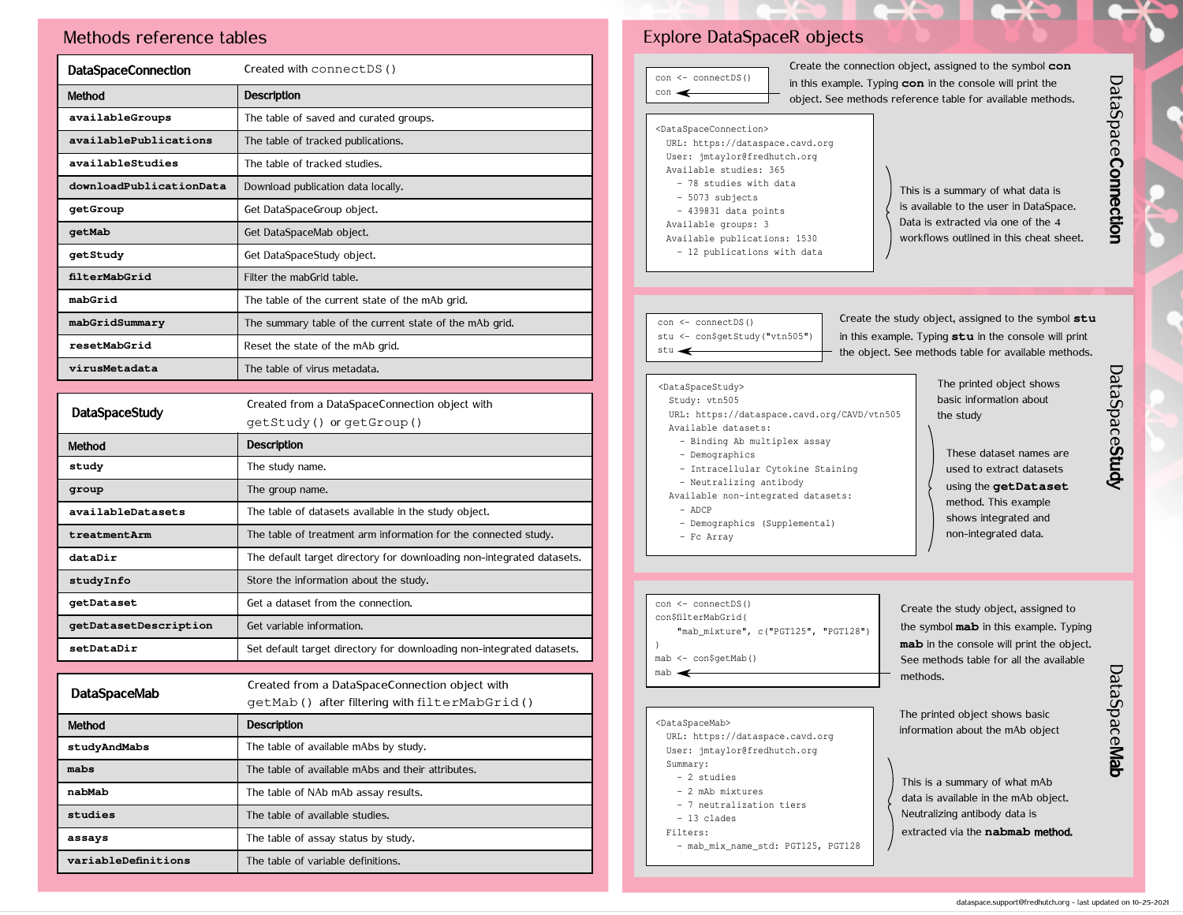# Methods reference tables

| DataSpaceConnection | Created with `connectDS()` |
|---|---|
| **Method** | **Description** |
| `availableGroups` | The table of saved and curated groups. |
| `availablePublications` | The table of tracked publications. |
| `availableStudies` | The table of tracked studies. |
| `downloadPublicationData` | Download publication data locally. |
| `getGroup` | Get DataSpaceGroup object. |
| `getMab` | Get DataSpaceMab object. |
| `getStudy` | Get DataSpaceStudy object. |
| `filterMabGrid` | Filter the mabGrid table. |
| `mabGrid` | The table of the current state of the mAb grid. |
| `mabGridSummary` | The summary table of the current state of the mAb grid. |
| `resetMabGrid` | Reset the state of the mAb grid. |
| `virusMetadata` | The table of virus metadata. |

| DataSpaceStudy | Created from a DataSpaceConnection object with `getStudy()` or `getGroup()` |
|---|---|
| **Method** | **Description** |
| `study` | The study name. |
| `group` | The group name. |
| `availableDatasets` | The table of datasets available in the study object. |
| `treatmentArm` | The table of treatment arm information for the connected study. |
| `dataDir` | The default target directory for downloading non-integrated datasets. |
| `studyInfo` | Store the information about the study. |
| `getDataset` | Get a dataset from the connection. |
| `getDatasetDescription` | Get variable information. |
| `setDataDir` | Set default target directory for downloading non-integrated datasets. |

| DataSpaceMab | Created from a DataSpaceConnection object with `getMab()` after filtering with `filterMabGrid()` |
|---|---|
| **Method** | **Description** |
| `studyAndMabs` | The table of available mAbs by study. |
| `mabs` | The table of available mAbs and their attributes. |
| `nabMab` | The table of NAb mAb assay results. |
| `studies` | The table of available studies. |
| `assays` | The table of assay status by study. |
| `variableDefinitions` | The table of variable definitions. |

# Explore DataSpaceR objects

## DataSpaceConnection

```
con <- connectDS()
con
```

Create the connection object, assigned to the symbol **con** in this example. Typing **con** in the console will print the object. See methods reference table for available methods.

```
<DataSpaceConnection>
  URL: https://dataspace.cavd.org
  User: jmtaylor@fredhutch.org
  Available studies: 365
    - 78 studies with data
    - 5073 subjects
    - 439831 data points
  Available groups: 3
  Available publications: 1530
    - 12 publications with data
```

This is a summary of what data is is available to the user in DataSpace. Data is extracted via one of the 4 workflows outlined in this cheat sheet.

## DataSpaceStudy

```
con <- connectDS()
stu <- con$getStudy("vtn505")
stu
```

Create the study object, assigned to the symbol **stu** in this example. Typing **stu** in the console will print the object. See methods table for available methods.

```
<DataSpaceStudy>
  Study: vtn505
  URL: https://dataspace.cavd.org/CAVD/vtn505
  Available datasets:
    - Binding Ab multiplex assay
    - Demographics
    - Intracellular Cytokine Staining
    - Neutralizing antibody
  Available non-integrated datasets:
    - ADCP
    - Demographics (Supplemental)
    - Fc Array
```

The printed object shows basic information about the study

These dataset names are used to extract datasets using the **getDataset** method. This example shows integrated and non-integrated data.

## DataSpaceMab

```
con <- connectDS()
con$filterMabGrid(
    "mab_mixture", c("PGT125", "PGT128")
)
mab <- con$getMab()
mab
```

Create the study object, assigned to the symbol **mab** in this example. Typing **mab** in the console will print the object. See methods table for all the available methods.

```
<DataSpaceMab>
  URL: https://dataspace.cavd.org
  User: jmtaylor@fredhutch.org
  Summary:
    - 2 studies
    - 2 mAb mixtures
    - 7 neutralization tiers
    - 13 clades
  Filters:
    - mab_mix_name_std: PGT125, PGT128
```

The printed object shows basic information about the mAb object

This is a summary of what mAb data is available in the mAb object. Neutralizing antibody data is extracted via the **nabmab** method.

dataspace.support@fredhutch.org - last updated on 10-25-2021